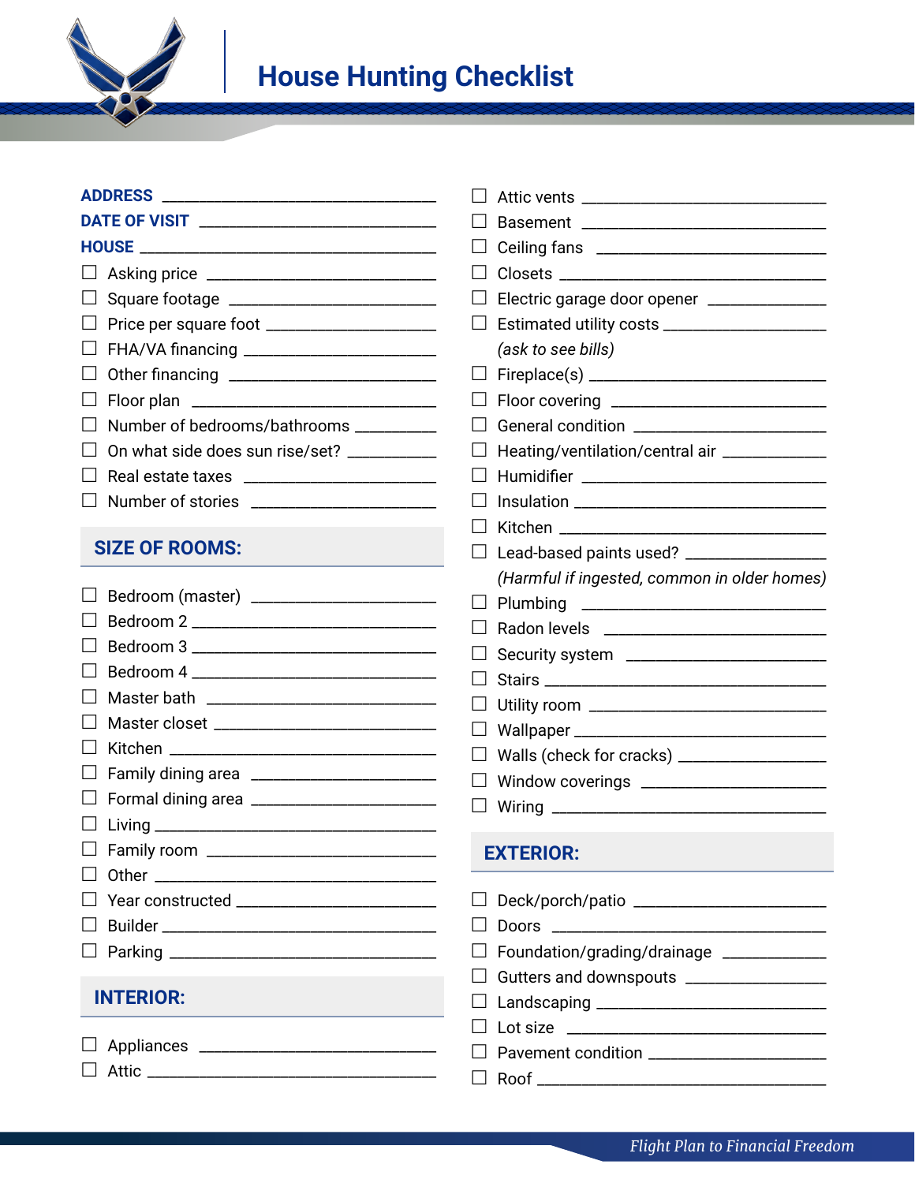# House Hunting Checklist

**ADDRESS** ______________________________

**DATE OF VISIT** ______________________________

**HOUSE** ______________________________

- ☐ Asking price ______________________________
- ☐ Square footage ______________________________
- ☐ Price per square foot ______________________________
- ☐ FHA/VA financing ______________________________
- ☐ Other financing ______________________________
- ☐ Floor plan ______________________________
- ☐ Number of bedrooms/bathrooms ______________________________
- ☐ On what side does sun rise/set? ______________________________
- ☐ Real estate taxes ______________________________
- ☐ Number of stories ______________________________

## SIZE OF ROOMS:

- ☐ Bedroom (master) ______________________________
- ☐ Bedroom 2 ______________________________
- ☐ Bedroom 3 ______________________________
- ☐ Bedroom 4 ______________________________
- ☐ Master bath ______________________________
- ☐ Master closet ______________________________
- ☐ Kitchen ______________________________
- ☐ Family dining area ______________________________
- ☐ Formal dining area ______________________________
- ☐ Living ______________________________
- ☐ Family room ______________________________
- ☐ Other ______________________________
- ☐ Year constructed ______________________________
- ☐ Builder ______________________________
- ☐ Parking ______________________________

## INTERIOR:

- ☐ Appliances ______________________________
- ☐ Attic ______________________________
- ☐ Attic vents ______________________________
- ☐ Basement ______________________________
- ☐ Ceiling fans ______________________________
- ☐ Closets ______________________________
- ☐ Electric garage door opener ______________________________
- ☐ Estimated utility costs ______________________________ *(ask to see bills)*
- ☐ Fireplace(s) ______________________________
- ☐ Floor covering ______________________________
- ☐ General condition ______________________________
- ☐ Heating/ventilation/central air ______________________________
- ☐ Humidifier ______________________________
- ☐ Insulation ______________________________
- ☐ Kitchen ______________________________
- ☐ Lead-based paints used? ______________________________ *(Harmful if ingested, common in older homes)*
- ☐ Plumbing ______________________________
- ☐ Radon levels ______________________________
- ☐ Security system ______________________________
- ☐ Stairs ______________________________
- ☐ Utility room ______________________________
- ☐ Wallpaper ______________________________
- ☐ Walls (check for cracks) ______________________________
- ☐ Window coverings ______________________________
- ☐ Wiring ______________________________

## EXTERIOR:

- ☐ Deck/porch/patio ______________________________
- ☐ Doors ______________________________
- ☐ Foundation/grading/drainage ______________________________
- ☐ Gutters and downspouts ______________________________
- ☐ Landscaping ______________________________
- ☐ Lot size ______________________________
- ☐ Pavement condition ______________________________
- ☐ Roof ______________________________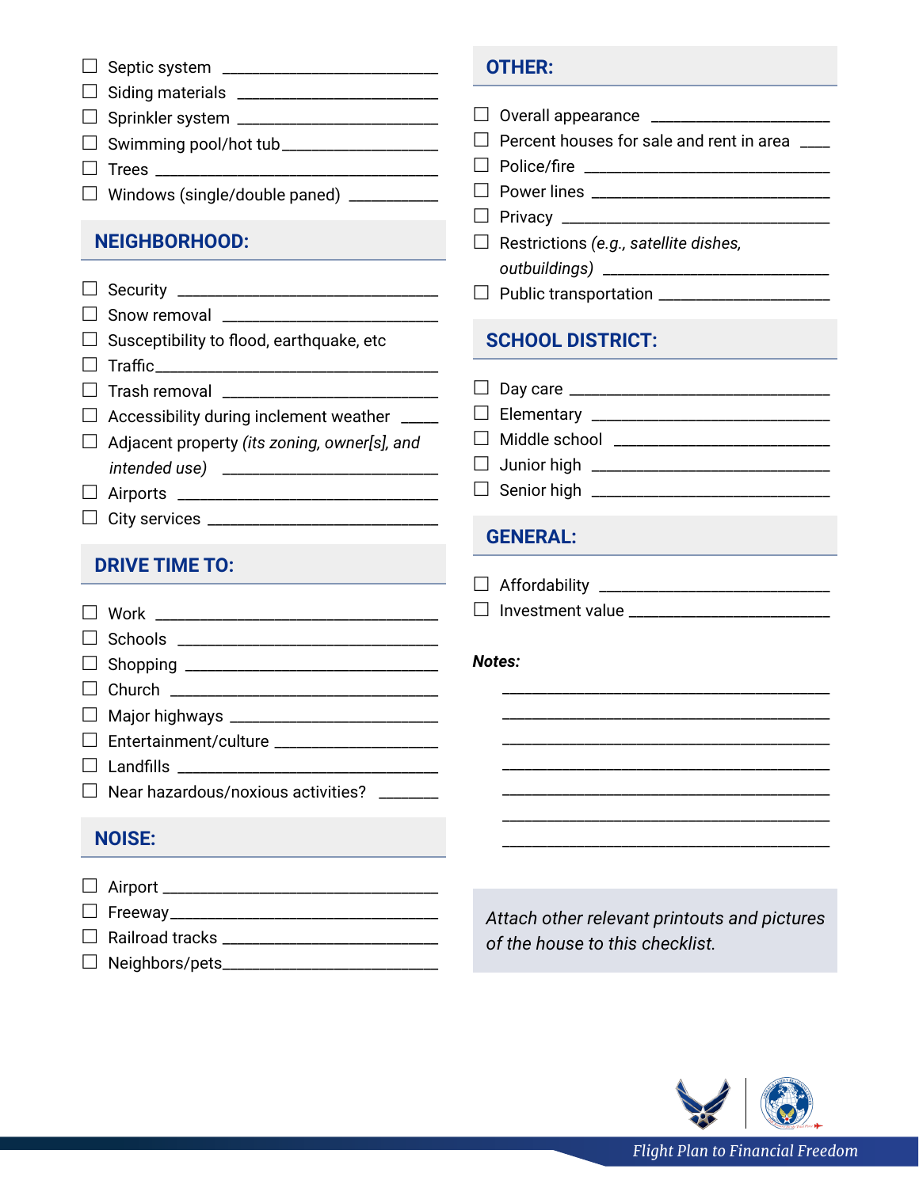- ☐ Septic system ______________________
- ☐ Siding materials ______________________
- ☐ Sprinkler system ______________________
- ☐ Swimming pool/hot tub ______________________
- ☐ Trees ______________________
- ☐ Windows (single/double paned) __________

## NEIGHBORHOOD:

- ☐ Security ______________________
- ☐ Snow removal ______________________
- ☐ Susceptibility to flood, earthquake, etc
- ☐ Traffic ______________________
- ☐ Trash removal ______________________
- ☐ Accessibility during inclement weather _____
- ☐ Adjacent property *(its zoning, owner[s], and intended use)* ______________________
- ☐ Airports ______________________
- ☐ City services ______________________

## DRIVE TIME TO:

- ☐ Work ______________________
- ☐ Schools ______________________
- ☐ Shopping ______________________
- ☐ Church ______________________
- ☐ Major highways ______________________
- ☐ Entertainment/culture ______________________
- ☐ Landfills ______________________
- ☐ Near hazardous/noxious activities? _______

## NOISE:

- ☐ Airport ______________________
- ☐ Freeway ______________________
- ☐ Railroad tracks ______________________
- ☐ Neighbors/pets ______________________

## OTHER:

- ☐ Overall appearance ______________________
- ☐ Percent houses for sale and rent in area ____
- ☐ Police/fire ______________________
- ☐ Power lines ______________________
- ☐ Privacy ______________________
- ☐ Restrictions *(e.g., satellite dishes, outbuildings)* ______________________
- ☐ Public transportation ______________________

## SCHOOL DISTRICT:

- ☐ Day care ______________________
- ☐ Elementary ______________________
- ☐ Middle school ______________________
- ☐ Junior high ______________________
- ☐ Senior high ______________________

## GENERAL:

- ☐ Affordability ______________________
- ☐ Investment value ______________________

***Notes:***

______________________________________

______________________________________

______________________________________

______________________________________

______________________________________

______________________________________

______________________________________

*Attach other relevant printouts and pictures of the house to this checklist.*